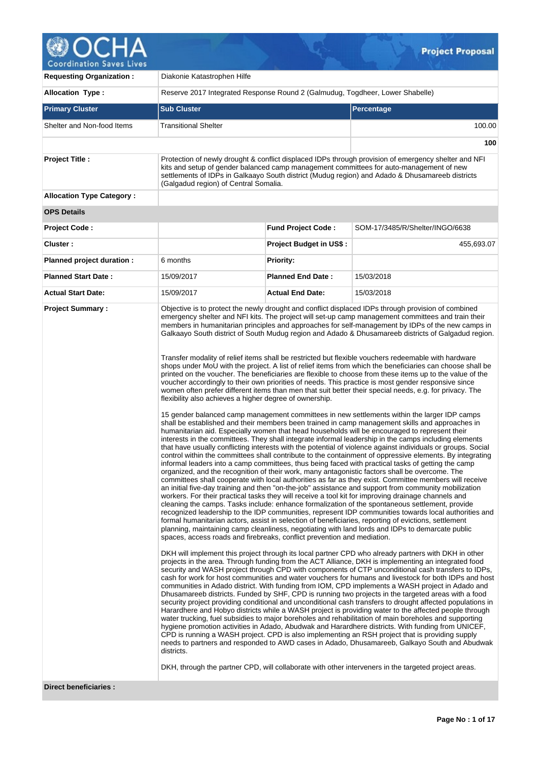# Project Proposal

| | | | |
|---|---|---|---|
| **Requesting Organization :** | Diakonie Katastrophen Hilfe | | |
| **Allocation Type :** | Reserve 2017 Integrated Response Round 2 (Galmudug, Togdheer, Lower Shabelle) | | |

| Primary Cluster | Sub Cluster | Percentage |
|---|---|---|
| Shelter and Non-food Items | Transitional Shelter | 100.00 |
| | | **100** |

| | | | |
|---|---|---|---|
| **Project Title :** | Protection of newly drought & conflict displaced IDPs through provision of emergency shelter and NFI kits and setup of gender balanced camp management committees for auto-management of new settlements of IDPs in Galkaayo South district (Mudug region) and Adado & Dhusamareeb districts (Galgadud region) of Central Somalia. | | |
| **Allocation Type Category :** | | | |
| **OPS Details** | | | |
| **Project Code :** | | **Fund Project Code :** | SOM-17/3485/R/Shelter/INGO/6638 |
| **Cluster :** | | **Project Budget in US$ :** | 455,693.07 |
| **Planned project duration :** | 6 months | **Priority:** | |
| **Planned Start Date :** | 15/09/2017 | **Planned End Date :** | 15/03/2018 |
| **Actual Start Date:** | 15/09/2017 | **Actual End Date:** | 15/03/2018 |

**Project Summary :**

Objective is to protect the newly drought and conflict displaced IDPs through provision of combined emergency shelter and NFI kits. The project will set-up camp management committees and train their members in humanitarian principles and approaches for self-management by IDPs of the new camps in Galkaayo South district of South Mudug region and Adado & Dhusamareeb districts of Galgadud region.

Transfer modality of relief items shall be restricted but flexible vouchers redeemable with hardware shops under MoU with the project. A list of relief items from which the beneficiaries can choose shall be printed on the voucher. The beneficiaries are flexible to choose from these items up to the value of the voucher accordingly to their own priorities of needs. This practice is most gender responsive since women often prefer different items than men that suit better their special needs, e.g. for privacy. The flexibility also achieves a higher degree of ownership.

15 gender balanced camp management committees in new settlements within the larger IDP camps shall be established and their members been trained in camp management skills and approaches in humanitarian aid. Especially women that head households will be encouraged to represent their interests in the committees. They shall integrate informal leadership in the camps including elements that have usually conflicting interests with the potential of violence against individuals or groups. Social control within the committees shall contribute to the containment of oppressive elements. By integrating informal leaders into a camp committees, thus being faced with practical tasks of getting the camp organized, and the recognition of their work, many antagonistic factors shall be overcome. The committees shall cooperate with local authorities as far as they exist. Committee members will receive an initial five-day training and then "on-the-job" assistance and support from community mobilization workers. For their practical tasks they will receive a tool kit for improving drainage channels and cleaning the camps. Tasks include: enhance formalization of the spontaneous settlement, provide recognized leadership to the IDP communities, represent IDP communities towards local authorities and formal humanitarian actors, assist in selection of beneficiaries, reporting of evictions, settlement planning, maintaining camp cleanliness, negotiating with land lords and IDPs to demarcate public spaces, access roads and firebreaks, conflict prevention and mediation.

DKH will implement this project through its local partner CPD who already partners with DKH in other projects in the area. Through funding from the ACT Alliance, DKH is implementing an integrated food security and WASH project through CPD with components of CTP unconditional cash transfers to IDPs, cash for work for host communities and water vouchers for humans and livestock for both IDPs and host communities in Adado district. With funding from IOM, CPD implements a WASH project in Adado and Dhusamareeb districts. Funded by SHF, CPD is running two projects in the targeted areas with a food security project providing conditional and unconditional cash transfers to drought affected populations in Harardhere and Hobyo districts while a WASH project is providing water to the affected people through water trucking, fuel subsidies to major boreholes and rehabilitation of main boreholes and supporting hygiene promotion activities in Adado, Abudwak and Harardhere districts. With funding from UNICEF, CPD is running a WASH project. CPD is also implementing an RSH project that is providing supply needs to partners and responded to AWD cases in Adado, Dhusamareeb, Galkayo South and Abudwak districts.

DKH, through the partner CPD, will collaborate with other interveners in the targeted project areas.

**Direct beneficiaries :**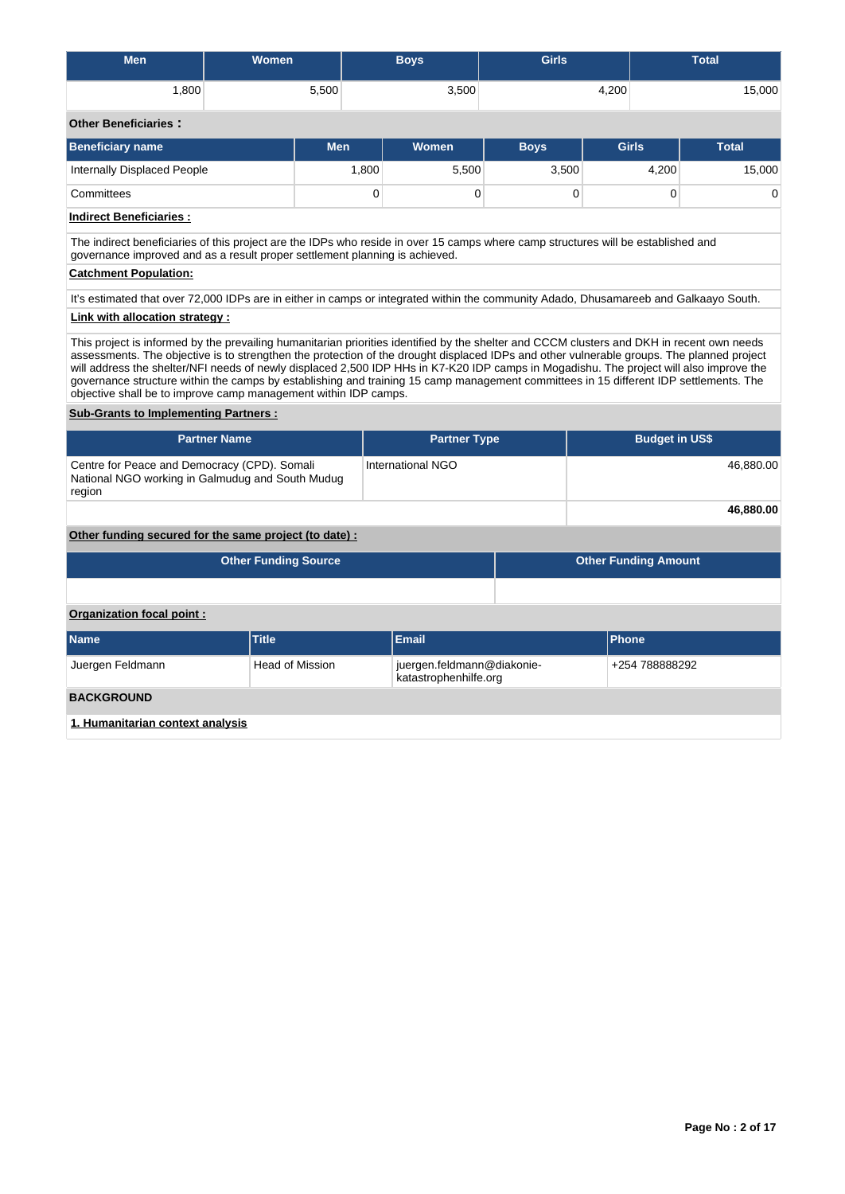| Men | Women | Boys | Girls | Total |
|---|---|---|---|---|
| 1,800 | 5,500 | 3,500 | 4,200 | 15,000 |

**Other Beneficiaries :**

| Beneficiary name | Men | Women | Boys | Girls | Total |
|---|---|---|---|---|---|
| Internally Displaced People | 1,800 | 5,500 | 3,500 | 4,200 | 15,000 |
| Committees | 0 | 0 | 0 | 0 | 0 |

**Indirect Beneficiaries :**

The indirect beneficiaries of this project are the IDPs who reside in over 15 camps where camp structures will be established and governance improved and as a result proper settlement planning is achieved.

**Catchment Population:**

It's estimated that over 72,000 IDPs are in either in camps or integrated within the community Adado, Dhusamareeb and Galkaayo South.

**Link with allocation strategy :**

This project is informed by the prevailing humanitarian priorities identified by the shelter and CCCM clusters and DKH in recent own needs assessments. The objective is to strengthen the protection of the drought displaced IDPs and other vulnerable groups. The planned project will address the shelter/NFI needs of newly displaced 2,500 IDP HHs in K7-K20 IDP camps in Mogadishu. The project will also improve the governance structure within the camps by establishing and training 15 camp management committees in 15 different IDP settlements. The objective shall be to improve camp management within IDP camps.

**Sub-Grants to Implementing Partners :**

| Partner Name | Partner Type | Budget in US$ |
|---|---|---|
| Centre for Peace and Democracy (CPD). Somali National NGO working in Galmudug and South Mudug region | International NGO | 46,880.00 |
| | | **46,880.00** |

**Other funding secured for the same project (to date) :**

| Other Funding Source | Other Funding Amount |
|---|---|
| | |

**Organization focal point :**

| Name | Title | Email | Phone |
|---|---|---|---|
| Juergen Feldmann | Head of Mission | juergen.feldmann@diakonie-katastrophenhilfe.org | +254 788888292 |

**BACKGROUND**

**1. Humanitarian context analysis**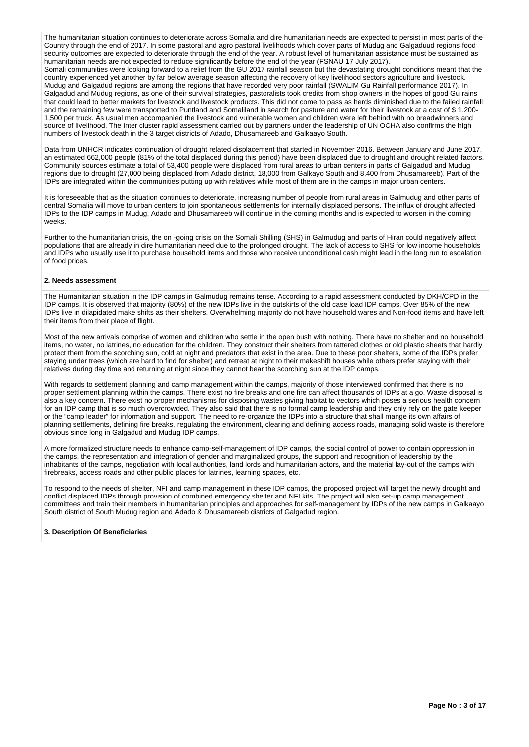The humanitarian situation continues to deteriorate across Somalia and dire humanitarian needs are expected to persist in most parts of the Country through the end of 2017. In some pastoral and agro pastoral livelihoods which cover parts of Mudug and Galgaduud regions food security outcomes are expected to deteriorate through the end of the year. A robust level of humanitarian assistance must be sustained as humanitarian needs are not expected to reduce significantly before the end of the year (FSNAU 17 July 2017).
Somali communities were looking forward to a relief from the GU 2017 rainfall season but the devastating drought conditions meant that the country experienced yet another by far below average season affecting the recovery of key livelihood sectors agriculture and livestock. Mudug and Galgadud regions are among the regions that have recorded very poor rainfall (SWALIM Gu Rainfall performance 2017). In Galgadud and Mudug regions, as one of their survival strategies, pastoralists took credits from shop owners in the hopes of good Gu rains that could lead to better markets for livestock and livestock products. This did not come to pass as herds diminished due to the failed rainfall and the remaining few were transported to Puntland and Somaliland in search for pasture and water for their livestock at a cost of $ 1,200-1,500 per truck. As usual men accompanied the livestock and vulnerable women and children were left behind with no breadwinners and source of livelihood. The Inter cluster rapid assessment carried out by partners under the leadership of UN OCHA also confirms the high numbers of livestock death in the 3 target districts of Adado, Dhusamareeb and Galkaayo South.

Data from UNHCR indicates continuation of drought related displacement that started in November 2016. Between January and June 2017, an estimated 662,000 people (81% of the total displaced during this period) have been displaced due to drought and drought related factors. Community sources estimate a total of 53,400 people were displaced from rural areas to urban centers in parts of Galgadud and Mudug regions due to drought (27,000 being displaced from Adado district, 18,000 from Galkayo South and 8,400 from Dhusamareeb). Part of the IDPs are integrated within the communities putting up with relatives while most of them are in the camps in major urban centers.

It is foreseeable that as the situation continues to deteriorate, increasing number of people from rural areas in Galmudug and other parts of central Somalia will move to urban centers to join spontaneous settlements for internally displaced persons. The influx of drought affected IDPs to the IDP camps in Mudug, Adado and Dhusamareeb will continue in the coming months and is expected to worsen in the coming weeks.

Further to the humanitarian crisis, the on -going crisis on the Somali Shilling (SHS) in Galmudug and parts of Hiran could negatively affect populations that are already in dire humanitarian need due to the prolonged drought. The lack of access to SHS for low income households and IDPs who usually use it to purchase household items and those who receive unconditional cash might lead in the long run to escalation of food prices.

## 2. Needs assessment

The Humanitarian situation in the IDP camps in Galmudug remains tense. According to a rapid assessment conducted by DKH/CPD in the IDP camps, It is observed that majority (80%) of the new IDPs live in the outskirts of the old case load IDP camps. Over 85% of the new IDPs live in dilapidated make shifts as their shelters. Overwhelming majority do not have household wares and Non-food items and have left their items from their place of flight.

Most of the new arrivals comprise of women and children who settle in the open bush with nothing. There have no shelter and no household items, no water, no latrines, no education for the children. They construct their shelters from tattered clothes or old plastic sheets that hardly protect them from the scorching sun, cold at night and predators that exist in the area. Due to these poor shelters, some of the IDPs prefer staying under trees (which are hard to find for shelter) and retreat at night to their makeshift houses while others prefer staying with their relatives during day time and returning at night since they cannot bear the scorching sun at the IDP camps.

With regards to settlement planning and camp management within the camps, majority of those interviewed confirmed that there is no proper settlement planning within the camps. There exist no fire breaks and one fire can affect thousands of IDPs at a go. Waste disposal is also a key concern. There exist no proper mechanisms for disposing wastes giving habitat to vectors which poses a serious health concern for an IDP camp that is so much overcrowded. They also said that there is no formal camp leadership and they only rely on the gate keeper or the "camp leader" for information and support. The need to re-organize the IDPs into a structure that shall mange its own affairs of planning settlements, defining fire breaks, regulating the environment, clearing and defining access roads, managing solid waste is therefore obvious since long in Galgadud and Mudug IDP camps.

A more formalized structure needs to enhance camp-self-management of IDP camps, the social control of power to contain oppression in the camps, the representation and integration of gender and marginalized groups, the support and recognition of leadership by the inhabitants of the camps, negotiation with local authorities, land lords and humanitarian actors, and the material lay-out of the camps with firebreaks, access roads and other public places for latrines, learning spaces, etc.

To respond to the needs of shelter, NFI and camp management in these IDP camps, the proposed project will target the newly drought and conflict displaced IDPs through provision of combined emergency shelter and NFI kits. The project will also set-up camp management committees and train their members in humanitarian principles and approaches for self-management by IDPs of the new camps in Galkaayo South district of South Mudug region and Adado & Dhusamareeb districts of Galgadud region.

## 3. Description Of Beneficiaries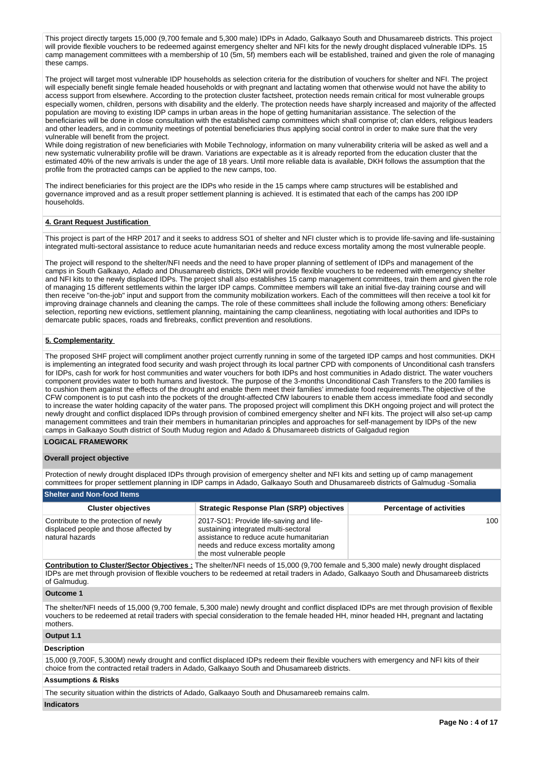This project directly targets 15,000 (9,700 female and 5,300 male) IDPs in Adado, Galkaayo South and Dhusamareeb districts. This project will provide flexible vouchers to be redeemed against emergency shelter and NFI kits for the newly displaced vulnerable IDPs. 15 camp management committees with a membership of 10 (5m, 5f) members each will be established, trained and given the role of managing these camps.

The project will target most vulnerable IDP households as selection criteria for the distribution of vouchers for shelter and NFI. The project will especially benefit single female headed households or with pregnant and lactating women that otherwise would not have the ability to access support from elsewhere. According to the protection cluster factsheet, protection needs remain critical for most vulnerable groups especially women, children, persons with disability and the elderly. The protection needs have sharply increased and majority of the affected population are moving to existing IDP camps in urban areas in the hope of getting humanitarian assistance. The selection of the beneficiaries will be done in close consultation with the established camp committees which shall comprise of; clan elders, religious leaders and other leaders, and in community meetings of potential beneficiaries thus applying social control in order to make sure that the very vulnerable will benefit from the project.
While doing registration of new beneficiaries with Mobile Technology, information on many vulnerability criteria will be asked as well and a new systematic vulnerability profile will be drawn. Variations are expectable as it is already reported from the education cluster that the estimated 40% of the new arrivals is under the age of 18 years. Until more reliable data is available, DKH follows the assumption that the profile from the protracted camps can be applied to the new camps, too.

The indirect beneficiaries for this project are the IDPs who reside in the 15 camps where camp structures will be established and governance improved and as a result proper settlement planning is achieved. It is estimated that each of the camps has 200 IDP households.

**4. Grant Request Justification**

This project is part of the HRP 2017 and it seeks to address SO1 of shelter and NFI cluster which is to provide life-saving and life-sustaining integrated multi-sectoral assistance to reduce acute humanitarian needs and reduce excess mortality among the most vulnerable people.

The project will respond to the shelter/NFI needs and the need to have proper planning of settlement of IDPs and management of the camps in South Galkaayo, Adado and Dhusamareeb districts, DKH will provide flexible vouchers to be redeemed with emergency shelter and NFI kits to the newly displaced IDPs. The project shall also establishes 15 camp management committees, train them and given the role of managing 15 different settlements within the larger IDP camps. Committee members will take an initial five-day training course and will then receive "on-the-job" input and support from the community mobilization workers. Each of the committees will then receive a tool kit for improving drainage channels and cleaning the camps. The role of these committees shall include the following among others: Beneficiary selection, reporting new evictions, settlement planning, maintaining the camp cleanliness, negotiating with local authorities and IDPs to demarcate public spaces, roads and firebreaks, conflict prevention and resolutions.

**5. Complementarity**

The proposed SHF project will compliment another project currently running in some of the targeted IDP camps and host communities. DKH is implementing an integrated food security and wash project through its local partner CPD with components of Unconditional cash transfers for IDPs, cash for work for host communities and water vouchers for both IDPs and host communities in Adado district. The water vouchers component provides water to both humans and livestock. The purpose of the 3-months Unconditional Cash Transfers to the 200 families is to cushion them against the effects of the drought and enable them meet their families' immediate food requirements.The objective of the CFW component is to put cash into the pockets of the drought-affected CfW labourers to enable them access immediate food and secondly to increase the water holding capacity of the water pans. The proposed project will compliment this DKH ongoing project and will protect the newly drought and conflict displaced IDPs through provision of combined emergency shelter and NFI kits. The project will also set-up camp management committees and train their members in humanitarian principles and approaches for self-management by IDPs of the new camps in Galkaayo South district of South Mudug region and Adado & Dhusamareeb districts of Galgadud region

## LOGICAL FRAMEWORK

**Overall project objective**

Protection of newly drought displaced IDPs through provision of emergency shelter and NFI kits and setting up of camp management committees for proper settlement planning in IDP camps in Adado, Galkaayo South and Dhusamareeb districts of Galmudug -Somalia

**Shelter and Non-food Items**

| Cluster objectives | Strategic Response Plan (SRP) objectives | Percentage of activities |
|---|---|---|
| Contribute to the protection of newly displaced people and those affected by natural hazards | 2017-SO1: Provide life-saving and life-sustaining integrated multi-sectoral assistance to reduce acute humanitarian needs and reduce excess mortality among the most vulnerable people | 100 |

**Contribution to Cluster/Sector Objectives :** The shelter/NFI needs of 15,000 (9,700 female and 5,300 male) newly drought displaced IDPs are met through provision of flexible vouchers to be redeemed at retail traders in Adado, Galkaayo South and Dhusamareeb districts of Galmudug.

**Outcome 1**

The shelter/NFI needs of 15,000 (9,700 female, 5,300 male) newly drought and conflict displaced IDPs are met through provision of flexible vouchers to be redeemed at retail traders with special consideration to the female headed HH, minor headed HH, pregnant and lactating mothers.

**Output 1.1**

**Description**

15,000 (9,700F, 5,300M) newly drought and conflict displaced IDPs redeem their flexible vouchers with emergency and NFI kits of their choice from the contracted retail traders in Adado, Galkaayo South and Dhusamareeb districts.

**Assumptions & Risks**

The security situation within the districts of Adado, Galkaayo South and Dhusamareeb remains calm.

**Indicators**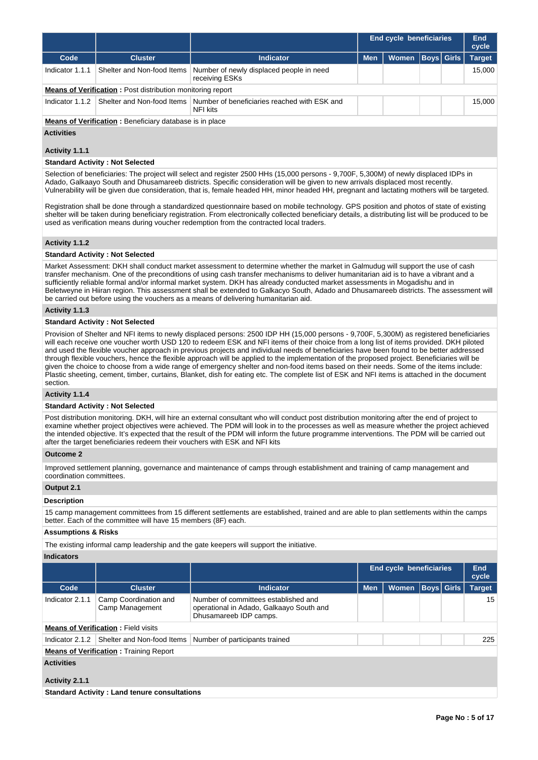| | | | End cycle beneficiaries | | | | End cycle |
|---|---|---|---|---|---|---|---|
| **Code** | **Cluster** | **Indicator** | **Men** | **Women** | **Boys** | **Girls** | **Target** |
| Indicator 1.1.1 | Shelter and Non-food Items | Number of newly displaced people in need receiving ESKs | | | | | 15,000 |

**Means of Verification :** Post distribution monitoring report

| Code | Cluster | Indicator | Men | Women | Boys | Girls | Target |
|---|---|---|---|---|---|---|---|
| Indicator 1.1.2 | Shelter and Non-food Items | Number of beneficiaries reached with ESK and NFI kits | | | | | 15,000 |

**Means of Verification :** Beneficiary database is in place

**Activities**

**Activity 1.1.1**

**Standard Activity : Not Selected**

Selection of beneficiaries: The project will select and register 2500 HHs (15,000 persons - 9,700F, 5,300M) of newly displaced IDPs in Adado, Galkaayo South and Dhusamareeb districts. Specific consideration will be given to new arrivals displaced most recently. Vulnerability will be given due consideration, that is, female headed HH, minor headed HH, pregnant and lactating mothers will be targeted.

Registration shall be done through a standardized questionnaire based on mobile technology. GPS position and photos of state of existing shelter will be taken during beneficiary registration. From electronically collected beneficiary details, a distributing list will be produced to be used as verification means during voucher redemption from the contracted local traders.

**Activity 1.1.2**

**Standard Activity : Not Selected**

Market Assessment: DKH shall conduct market assessment to determine whether the market in Galmudug will support the use of cash transfer mechanism. One of the preconditions of using cash transfer mechanisms to deliver humanitarian aid is to have a vibrant and a sufficiently reliable formal and/or informal market system. DKH has already conducted market assessments in Mogadishu and in Beletweyne in Hiiran region. This assessment shall be extended to Galkacyo South, Adado and Dhusamareeb districts. The assessment will be carried out before using the vouchers as a means of delivering humanitarian aid.

**Activity 1.1.3**

**Standard Activity : Not Selected**

Provision of Shelter and NFI items to newly displaced persons: 2500 IDP HH (15,000 persons - 9,700F, 5,300M) as registered beneficiaries will each receive one voucher worth USD 120 to redeem ESK and NFI items of their choice from a long list of items provided. DKH piloted and used the flexible voucher approach in previous projects and individual needs of beneficiaries have been found to be better addressed through flexible vouchers, hence the flexible approach will be applied to the implementation of the proposed project. Beneficiaries will be given the choice to choose from a wide range of emergency shelter and non-food items based on their needs. Some of the items include: Plastic sheeting, cement, timber, curtains, Blanket, dish for eating etc. The complete list of ESK and NFI items is attached in the document section.

**Activity 1.1.4**

**Standard Activity : Not Selected**

Post distribution monitoring. DKH, will hire an external consultant who will conduct post distribution monitoring after the end of project to examine whether project objectives were achieved. The PDM will look in to the processes as well as measure whether the project achieved the intended objective. It's expected that the result of the PDM will inform the future programme interventions. The PDM will be carried out after the target beneficiaries redeem their vouchers with ESK and NFI kits

**Outcome 2**

Improved settlement planning, governance and maintenance of camps through establishment and training of camp management and coordination committees.

**Output 2.1**

**Description**

15 camp management committees from 15 different settlements are established, trained and are able to plan settlements within the camps better. Each of the committee will have 15 members (8F) each.

**Assumptions & Risks**

The existing informal camp leadership and the gate keepers will support the initiative.

**Indicators**

| | | | End cycle beneficiaries | | | | End cycle |
|---|---|---|---|---|---|---|---|
| **Code** | **Cluster** | **Indicator** | **Men** | **Women** | **Boys** | **Girls** | **Target** |
| Indicator 2.1.1 | Camp Coordination and Camp Management | Number of committees established and operational in Adado, Galkaayo South and Dhusamareeb IDP camps. | | | | | 15 |

**Means of Verification :** Field visits

| Code | Cluster | Indicator | Men | Women | Boys | Girls | Target |
|---|---|---|---|---|---|---|---|
| Indicator 2.1.2 | Shelter and Non-food Items | Number of participants trained | | | | | 225 |

**Means of Verification :** Training Report

**Activities**

**Activity 2.1.1**

**Standard Activity : Land tenure consultations**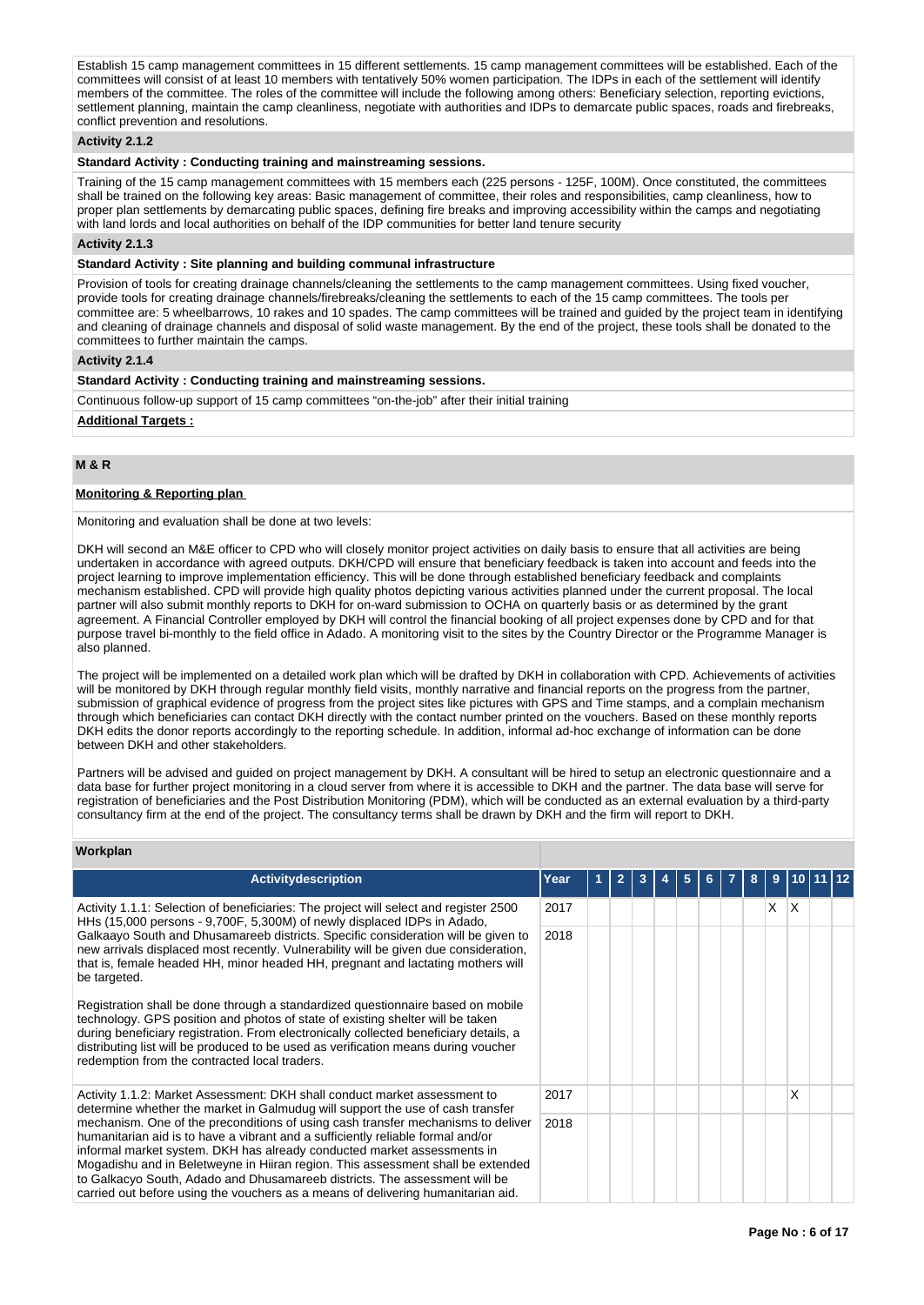Establish 15 camp management committees in 15 different settlements. 15 camp management committees will be established. Each of the committees will consist of at least 10 members with tentatively 50% women participation. The IDPs in each of the settlement will identify members of the committee. The roles of the committee will include the following among others: Beneficiary selection, reporting evictions, settlement planning, maintain the camp cleanliness, negotiate with authorities and IDPs to demarcate public spaces, roads and firebreaks, conflict prevention and resolutions.

### Activity 2.1.2

**Standard Activity : Conducting training and mainstreaming sessions.**

Training of the 15 camp management committees with 15 members each (225 persons - 125F, 100M). Once constituted, the committees shall be trained on the following key areas: Basic management of committee, their roles and responsibilities, camp cleanliness, how to proper plan settlements by demarcating public spaces, defining fire breaks and improving accessibility within the camps and negotiating with land lords and local authorities on behalf of the IDP communities for better land tenure security

### Activity 2.1.3

**Standard Activity : Site planning and building communal infrastructure**

Provision of tools for creating drainage channels/cleaning the settlements to the camp management committees. Using fixed voucher, provide tools for creating drainage channels/firebreaks/cleaning the settlements to each of the 15 camp committees. The tools per committee are: 5 wheelbarrows, 10 rakes and 10 spades. The camp committees will be trained and guided by the project team in identifying and cleaning of drainage channels and disposal of solid waste management. By the end of the project, these tools shall be donated to the committees to further maintain the camps.

### Activity 2.1.4

**Standard Activity : Conducting training and mainstreaming sessions.**

Continuous follow-up support of 15 camp committees "on-the-job" after their initial training

**Additional Targets :**

## M & R

**Monitoring & Reporting plan**

Monitoring and evaluation shall be done at two levels:

DKH will second an M&E officer to CPD who will closely monitor project activities on daily basis to ensure that all activities are being undertaken in accordance with agreed outputs. DKH/CPD will ensure that beneficiary feedback is taken into account and feeds into the project learning to improve implementation efficiency. This will be done through established beneficiary feedback and complaints mechanism established. CPD will provide high quality photos depicting various activities planned under the current proposal. The local partner will also submit monthly reports to DKH for on-ward submission to OCHA on quarterly basis or as determined by the grant agreement. A Financial Controller employed by DKH will control the financial booking of all project expenses done by CPD and for that purpose travel bi-monthly to the field office in Adado. A monitoring visit to the sites by the Country Director or the Programme Manager is also planned.

The project will be implemented on a detailed work plan which will be drafted by DKH in collaboration with CPD. Achievements of activities will be monitored by DKH through regular monthly field visits, monthly narrative and financial reports on the progress from the partner, submission of graphical evidence of progress from the project sites like pictures with GPS and Time stamps, and a complain mechanism through which beneficiaries can contact DKH directly with the contact number printed on the vouchers. Based on these monthly reports DKH edits the donor reports accordingly to the reporting schedule. In addition, informal ad-hoc exchange of information can be done between DKH and other stakeholders.

Partners will be advised and guided on project management by DKH. A consultant will be hired to setup an electronic questionnaire and a data base for further project monitoring in a cloud server from where it is accessible to DKH and the partner. The data base will serve for registration of beneficiaries and the Post Distribution Monitoring (PDM), which will be conducted as an external evaluation by a third-party consultancy firm at the end of the project. The consultancy terms shall be drawn by DKH and the firm will report to DKH.

### Workplan

| Activitydescription | Year | 1 | 2 | 3 | 4 | 5 | 6 | 7 | 8 | 9 | 10 | 11 | 12 |
|---|---|---|---|---|---|---|---|---|---|---|---|---|---|
| Activity 1.1.1: Selection of beneficiaries: The project will select and register 2500 HHs (15,000 persons - 9,700F, 5,300M) of newly displaced IDPs in Adado, Galkaayo South and Dhusamareeb districts. Specific consideration will be given to new arrivals displaced most recently. Vulnerability will be given due consideration, that is, female headed HH, minor headed HH, pregnant and lactating mothers will be targeted.<br><br>Registration shall be done through a standardized questionnaire based on mobile technology. GPS position and photos of state of existing shelter will be taken during beneficiary registration. From electronically collected beneficiary details, a distributing list will be produced to be used as verification means during voucher redemption from the contracted local traders. | 2017 | | | | | | | | | X | X | | |
| | 2018 | | | | | | | | | | | | |
| Activity 1.1.2: Market Assessment: DKH shall conduct market assessment to determine whether the market in Galmudug will support the use of cash transfer mechanism. One of the preconditions of using cash transfer mechanisms to deliver humanitarian aid is to have a vibrant and a sufficiently reliable formal and/or informal market system. DKH has already conducted market assessments in Mogadishu and in Beletweyne in Hiiran region. This assessment shall be extended to Galkacyo South, Adado and Dhusamareeb districts. The assessment will be carried out before using the vouchers as a means of delivering humanitarian aid. | 2017 | | | | | | | | | | X | | |
| | 2018 | | | | | | | | | | | | |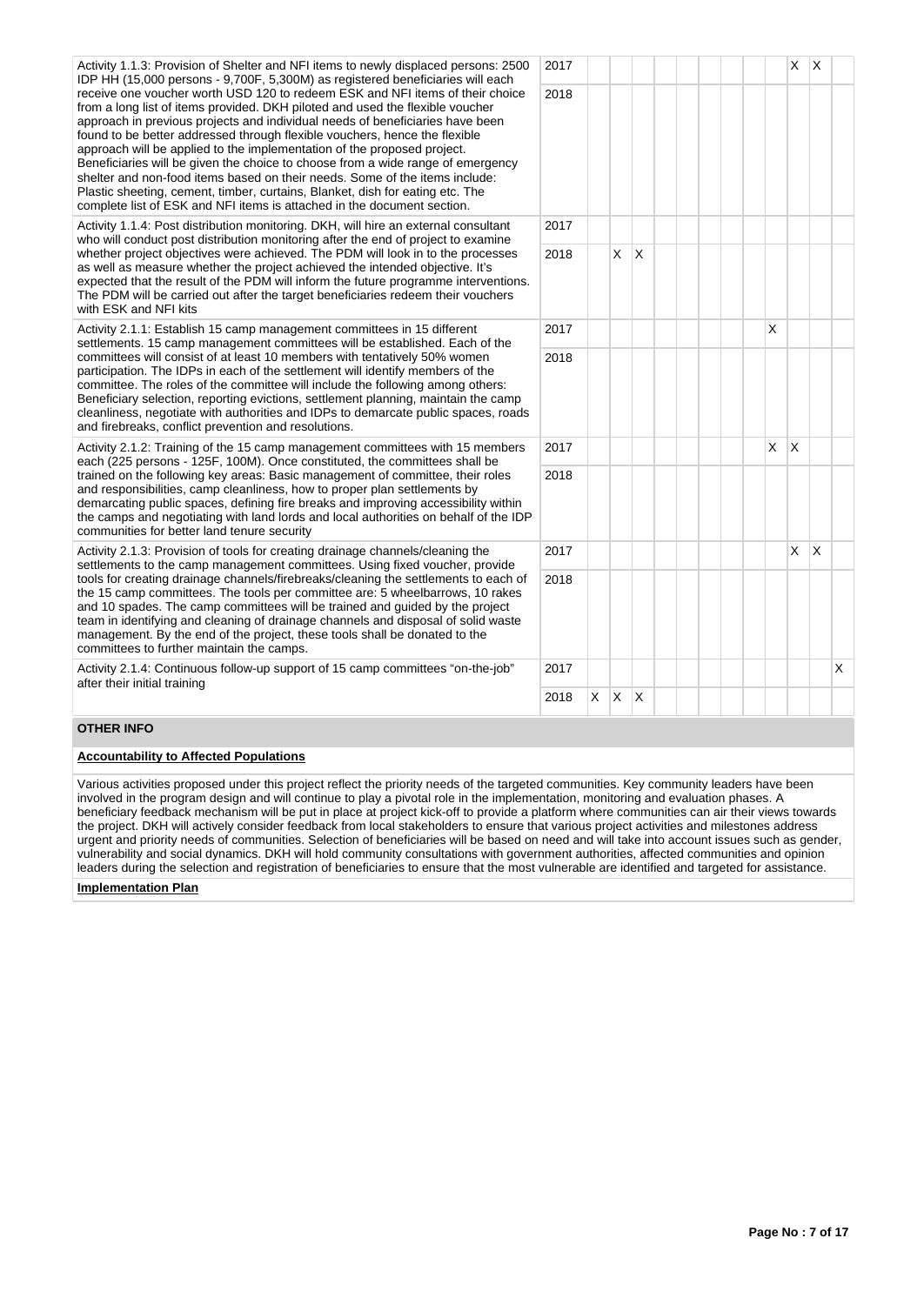| Activity | Year | 1 | 2 | 3 | 4 | 5 | 6 | 7 | 8 | 9 | 10 | 11 | 12 |
|---|---|---|---|---|---|---|---|---|---|---|---|---|---|
| Activity 1.1.3: Provision of Shelter and NFI items to newly displaced persons: 2500 IDP HH (15,000 persons - 9,700F, 5,300M) as registered beneficiaries will each receive one voucher worth USD 120 to redeem ESK and NFI items of their choice from a long list of items provided. DKH piloted and used the flexible voucher approach in previous projects and individual needs of beneficiaries have been found to be better addressed through flexible vouchers, hence the flexible approach will be applied to the implementation of the proposed project. Beneficiaries will be given the choice to choose from a wide range of emergency shelter and non-food items based on their needs. Some of the items include: Plastic sheeting, cement, timber, curtains, Blanket, dish for eating etc. The complete list of ESK and NFI items is attached in the document section. | 2017 | | | | | | | | | | X | X | |
| | 2018 | | | | | | | | | | | | |
| Activity 1.1.4: Post distribution monitoring. DKH, will hire an external consultant who will conduct post distribution monitoring after the end of project to examine whether project objectives were achieved. The PDM will look in to the processes as well as measure whether the project achieved the intended objective. It's expected that the result of the PDM will inform the future programme interventions. The PDM will be carried out after the target beneficiaries redeem their vouchers with ESK and NFI kits | 2017 | | | | | | | | | | | | |
| | 2018 | | X | X | | | | | | | | | |
| Activity 2.1.1: Establish 15 camp management committees in 15 different settlements. 15 camp management committees will be established. Each of the committees will consist of at least 10 members with tentatively 50% women participation. The IDPs in each of the settlement will identify members of the committee. The roles of the committee will include the following among others: Beneficiary selection, reporting evictions, settlement planning, maintain the camp cleanliness, negotiate with authorities and IDPs to demarcate public spaces, roads and firebreaks, conflict prevention and resolutions. | 2017 | | | | | | | | | X | | | |
| | 2018 | | | | | | | | | | | | |
| Activity 2.1.2: Training of the 15 camp management committees with 15 members each (225 persons - 125F, 100M). Once constituted, the committees shall be trained on the following key areas: Basic management of committee, their roles and responsibilities, camp cleanliness, how to proper plan settlements by demarcating public spaces, defining fire breaks and improving accessibility within the camps and negotiating with land lords and local authorities on behalf of the IDP communities for better land tenure security | 2017 | | | | | | | | | X | X | | |
| | 2018 | | | | | | | | | | | | |
| Activity 2.1.3: Provision of tools for creating drainage channels/cleaning the settlements to the camp management committees. Using fixed voucher, provide tools for creating drainage channels/firebreaks/cleaning the settlements to each of the 15 camp committees. The tools per committee are: 5 wheelbarrows, 10 rakes and 10 spades. The camp committees will be trained and guided by the project team in identifying and cleaning of drainage channels and disposal of solid waste management. By the end of the project, these tools shall be donated to the committees to further maintain the camps. | 2017 | | | | | | | | | | X | X | |
| | 2018 | | | | | | | | | | | | |
| Activity 2.1.4: Continuous follow-up support of 15 camp committees "on-the-job" after their initial training | 2017 | | | | | | | | | | | | X |
| | 2018 | X | X | X | | | | | | | | | |

## OTHER INFO

### Accountability to Affected Populations

Various activities proposed under this project reflect the priority needs of the targeted communities. Key community leaders have been involved in the program design and will continue to play a pivotal role in the implementation, monitoring and evaluation phases. A beneficiary feedback mechanism will be put in place at project kick-off to provide a platform where communities can air their views towards the project. DKH will actively consider feedback from local stakeholders to ensure that various project activities and milestones address urgent and priority needs of communities. Selection of beneficiaries will be based on need and will take into account issues such as gender, vulnerability and social dynamics. DKH will hold community consultations with government authorities, affected communities and opinion leaders during the selection and registration of beneficiaries to ensure that the most vulnerable are identified and targeted for assistance.

### Implementation Plan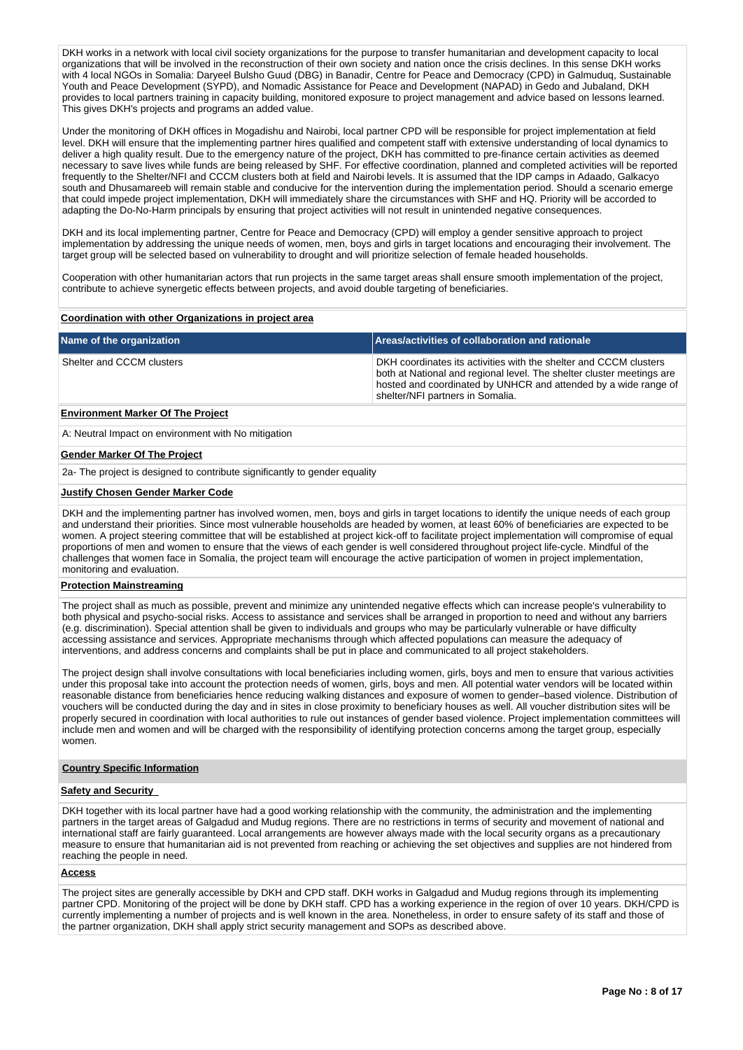DKH works in a network with local civil society organizations for the purpose to transfer humanitarian and development capacity to local organizations that will be involved in the reconstruction of their own society and nation once the crisis declines. In this sense DKH works with 4 local NGOs in Somalia: Daryeel Bulsho Guud (DBG) in Banadir, Centre for Peace and Democracy (CPD) in Galmuduq, Sustainable Youth and Peace Development (SYPD), and Nomadic Assistance for Peace and Development (NAPAD) in Gedo and Jubaland, DKH provides to local partners training in capacity building, monitored exposure to project management and advice based on lessons learned. This gives DKH's projects and programs an added value.

Under the monitoring of DKH offices in Mogadishu and Nairobi, local partner CPD will be responsible for project implementation at field level. DKH will ensure that the implementing partner hires qualified and competent staff with extensive understanding of local dynamics to deliver a high quality result. Due to the emergency nature of the project, DKH has committed to pre-finance certain activities as deemed necessary to save lives while funds are being released by SHF. For effective coordination, planned and completed activities will be reported frequently to the Shelter/NFI and CCCM clusters both at field and Nairobi levels. It is assumed that the IDP camps in Adaado, Galkacyo south and Dhusamareeb will remain stable and conducive for the intervention during the implementation period. Should a scenario emerge that could impede project implementation, DKH will immediately share the circumstances with SHF and HQ. Priority will be accorded to adapting the Do-No-Harm principals by ensuring that project activities will not result in unintended negative consequences.

DKH and its local implementing partner, Centre for Peace and Democracy (CPD) will employ a gender sensitive approach to project implementation by addressing the unique needs of women, men, boys and girls in target locations and encouraging their involvement. The target group will be selected based on vulnerability to drought and will prioritize selection of female headed households.

Cooperation with other humanitarian actors that run projects in the same target areas shall ensure smooth implementation of the project, contribute to achieve synergetic effects between projects, and avoid double targeting of beneficiaries.

**Coordination with other Organizations in project area**

| Name of the organization | Areas/activities of collaboration and rationale |
|---|---|
| Shelter and CCCM clusters | DKH coordinates its activities with the shelter and CCCM clusters both at National and regional level. The shelter cluster meetings are hosted and coordinated by UNHCR and attended by a wide range of shelter/NFI partners in Somalia. |

**Environment Marker Of The Project**

A: Neutral Impact on environment with No mitigation

**Gender Marker Of The Project**

2a- The project is designed to contribute significantly to gender equality

**Justify Chosen Gender Marker Code**

DKH and the implementing partner has involved women, men, boys and girls in target locations to identify the unique needs of each group and understand their priorities. Since most vulnerable households are headed by women, at least 60% of beneficiaries are expected to be women. A project steering committee that will be established at project kick-off to facilitate project implementation will compromise of equal proportions of men and women to ensure that the views of each gender is well considered throughout project life-cycle. Mindful of the challenges that women face in Somalia, the project team will encourage the active participation of women in project implementation, monitoring and evaluation.

**Protection Mainstreaming**

The project shall as much as possible, prevent and minimize any unintended negative effects which can increase people's vulnerability to both physical and psycho-social risks. Access to assistance and services shall be arranged in proportion to need and without any barriers (e.g. discrimination). Special attention shall be given to individuals and groups who may be particularly vulnerable or have difficulty accessing assistance and services. Appropriate mechanisms through which affected populations can measure the adequacy of interventions, and address concerns and complaints shall be put in place and communicated to all project stakeholders.

The project design shall involve consultations with local beneficiaries including women, girls, boys and men to ensure that various activities under this proposal take into account the protection needs of women, girls, boys and men. All potential water vendors will be located within reasonable distance from beneficiaries hence reducing walking distances and exposure of women to gender–based violence. Distribution of vouchers will be conducted during the day and in sites in close proximity to beneficiary houses as well. All voucher distribution sites will be properly secured in coordination with local authorities to rule out instances of gender based violence. Project implementation committees will include men and women and will be charged with the responsibility of identifying protection concerns among the target group, especially women.

**Country Specific Information**

**Safety and Security**

DKH together with its local partner have had a good working relationship with the community, the administration and the implementing partners in the target areas of Galgadud and Mudug regions. There are no restrictions in terms of security and movement of national and international staff are fairly guaranteed. Local arrangements are however always made with the local security organs as a precautionary measure to ensure that humanitarian aid is not prevented from reaching or achieving the set objectives and supplies are not hindered from reaching the people in need.

**Access**

The project sites are generally accessible by DKH and CPD staff. DKH works in Galgadud and Mudug regions through its implementing partner CPD. Monitoring of the project will be done by DKH staff. CPD has a working experience in the region of over 10 years. DKH/CPD is currently implementing a number of projects and is well known in the area. Nonetheless, in order to ensure safety of its staff and those of the partner organization, DKH shall apply strict security management and SOPs as described above.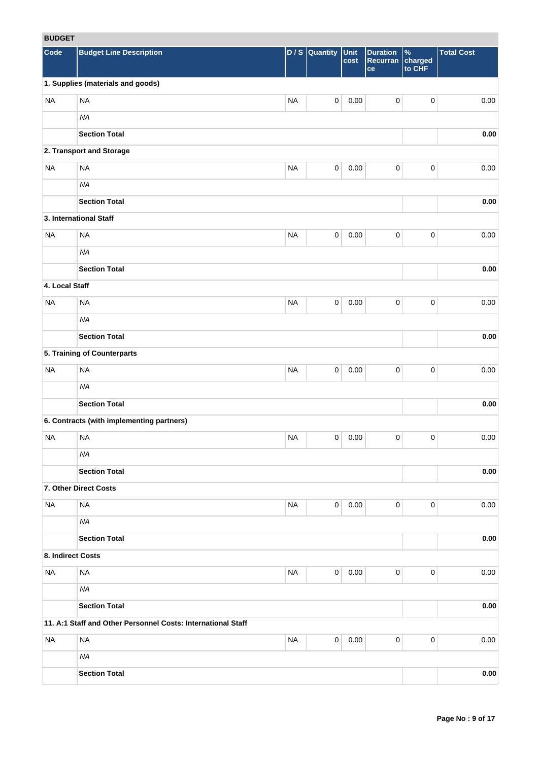**BUDGET**

| Code | Budget Line Description | D / S | Quantity | Unit cost | Duration Recurrance | % charged to CHF | Total Cost |
|---|---|---|---|---|---|---|---|
| **1. Supplies (materials and goods)** | | | | | | | |
| NA | NA | NA | 0 | 0.00 | 0 | 0 | 0.00 |
| | *NA* | | | | | | |
| | **Section Total** | | | | | | **0.00** |
| **2. Transport and Storage** | | | | | | | |
| NA | NA | NA | 0 | 0.00 | 0 | 0 | 0.00 |
| | *NA* | | | | | | |
| | **Section Total** | | | | | | **0.00** |
| **3. International Staff** | | | | | | | |
| NA | NA | NA | 0 | 0.00 | 0 | 0 | 0.00 |
| | *NA* | | | | | | |
| | **Section Total** | | | | | | **0.00** |
| **4. Local Staff** | | | | | | | |
| NA | NA | NA | 0 | 0.00 | 0 | 0 | 0.00 |
| | *NA* | | | | | | |
| | **Section Total** | | | | | | **0.00** |
| **5. Training of Counterparts** | | | | | | | |
| NA | NA | NA | 0 | 0.00 | 0 | 0 | 0.00 |
| | *NA* | | | | | | |
| | **Section Total** | | | | | | **0.00** |
| **6. Contracts (with implementing partners)** | | | | | | | |
| NA | NA | NA | 0 | 0.00 | 0 | 0 | 0.00 |
| | *NA* | | | | | | |
| | **Section Total** | | | | | | **0.00** |
| **7. Other Direct Costs** | | | | | | | |
| NA | NA | NA | 0 | 0.00 | 0 | 0 | 0.00 |
| | *NA* | | | | | | |
| | **Section Total** | | | | | | **0.00** |
| **8. Indirect Costs** | | | | | | | |
| NA | NA | NA | 0 | 0.00 | 0 | 0 | 0.00 |
| | *NA* | | | | | | |
| | **Section Total** | | | | | | **0.00** |
| **11. A:1 Staff and Other Personnel Costs: International Staff** | | | | | | | |
| NA | NA | NA | 0 | 0.00 | 0 | 0 | 0.00 |
| | *NA* | | | | | | |
| | **Section Total** | | | | | | **0.00** |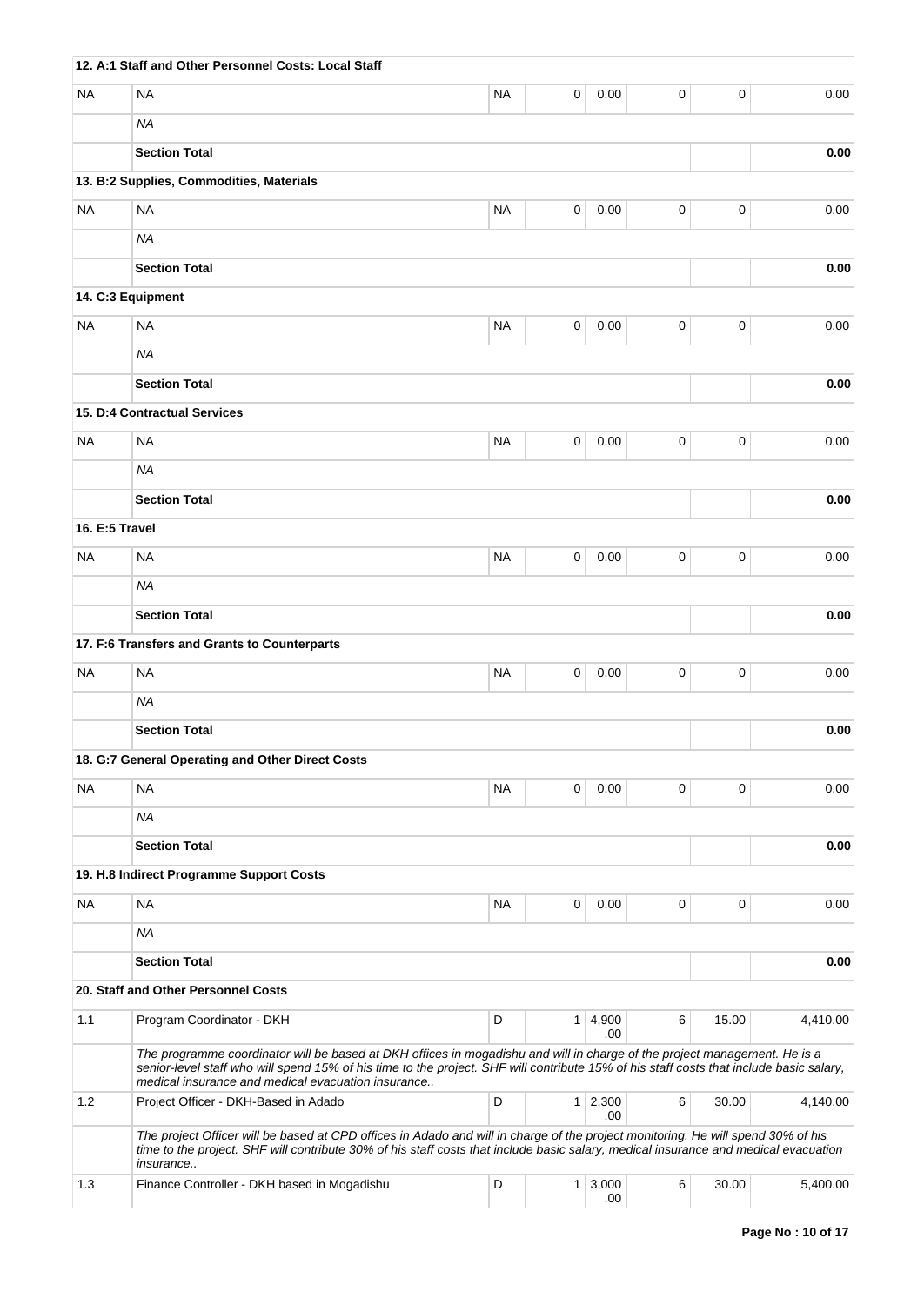| | **12. A:1 Staff and Other Personnel Costs: Local Staff** | | | | | | |
|---|---|---|---|---|---|---|---|
| NA | NA | NA | 0 | 0.00 | 0 | 0 | 0.00 |
| | *NA* | | | | | | |
| | **Section Total** | | | | | | **0.00** |
| | **13. B:2 Supplies, Commodities, Materials** | | | | | | |
| NA | NA | NA | 0 | 0.00 | 0 | 0 | 0.00 |
| | *NA* | | | | | | |
| | **Section Total** | | | | | | **0.00** |
| | **14. C:3 Equipment** | | | | | | |
| NA | NA | NA | 0 | 0.00 | 0 | 0 | 0.00 |
| | *NA* | | | | | | |
| | **Section Total** | | | | | | **0.00** |
| | **15. D:4 Contractual Services** | | | | | | |
| NA | NA | NA | 0 | 0.00 | 0 | 0 | 0.00 |
| | *NA* | | | | | | |
| | **Section Total** | | | | | | **0.00** |
| | **16. E:5 Travel** | | | | | | |
| NA | NA | NA | 0 | 0.00 | 0 | 0 | 0.00 |
| | *NA* | | | | | | |
| | **Section Total** | | | | | | **0.00** |
| | **17. F:6 Transfers and Grants to Counterparts** | | | | | | |
| NA | NA | NA | 0 | 0.00 | 0 | 0 | 0.00 |
| | *NA* | | | | | | |
| | **Section Total** | | | | | | **0.00** |
| | **18. G:7 General Operating and Other Direct Costs** | | | | | | |
| NA | NA | NA | 0 | 0.00 | 0 | 0 | 0.00 |
| | *NA* | | | | | | |
| | **Section Total** | | | | | | **0.00** |
| | **19. H.8 Indirect Programme Support Costs** | | | | | | |
| NA | NA | NA | 0 | 0.00 | 0 | 0 | 0.00 |
| | *NA* | | | | | | |
| | **Section Total** | | | | | | **0.00** |
| | **20. Staff and Other Personnel Costs** | | | | | | |
| 1.1 | Program Coordinator - DKH | D | 1 | 4,900.00 | 6 | 15.00 | 4,410.00 |
| | *The programme coordinator will be based at DKH offices in mogadishu and will in charge of the project management. He is a senior-level staff who will spend 15% of his time to the project. SHF will contribute 15% of his staff costs that include basic salary, medical insurance and medical evacuation insurance..* | | | | | | |
| 1.2 | Project Officer - DKH-Based in Adado | D | 1 | 2,300.00 | 6 | 30.00 | 4,140.00 |
| | *The project Officer will be based at CPD offices in Adado and will in charge of the project monitoring. He will spend 30% of his time to the project. SHF will contribute 30% of his staff costs that include basic salary, medical insurance and medical evacuation insurance..* | | | | | | |
| 1.3 | Finance Controller - DKH based in Mogadishu | D | 1 | 3,000.00 | 6 | 30.00 | 5,400.00 |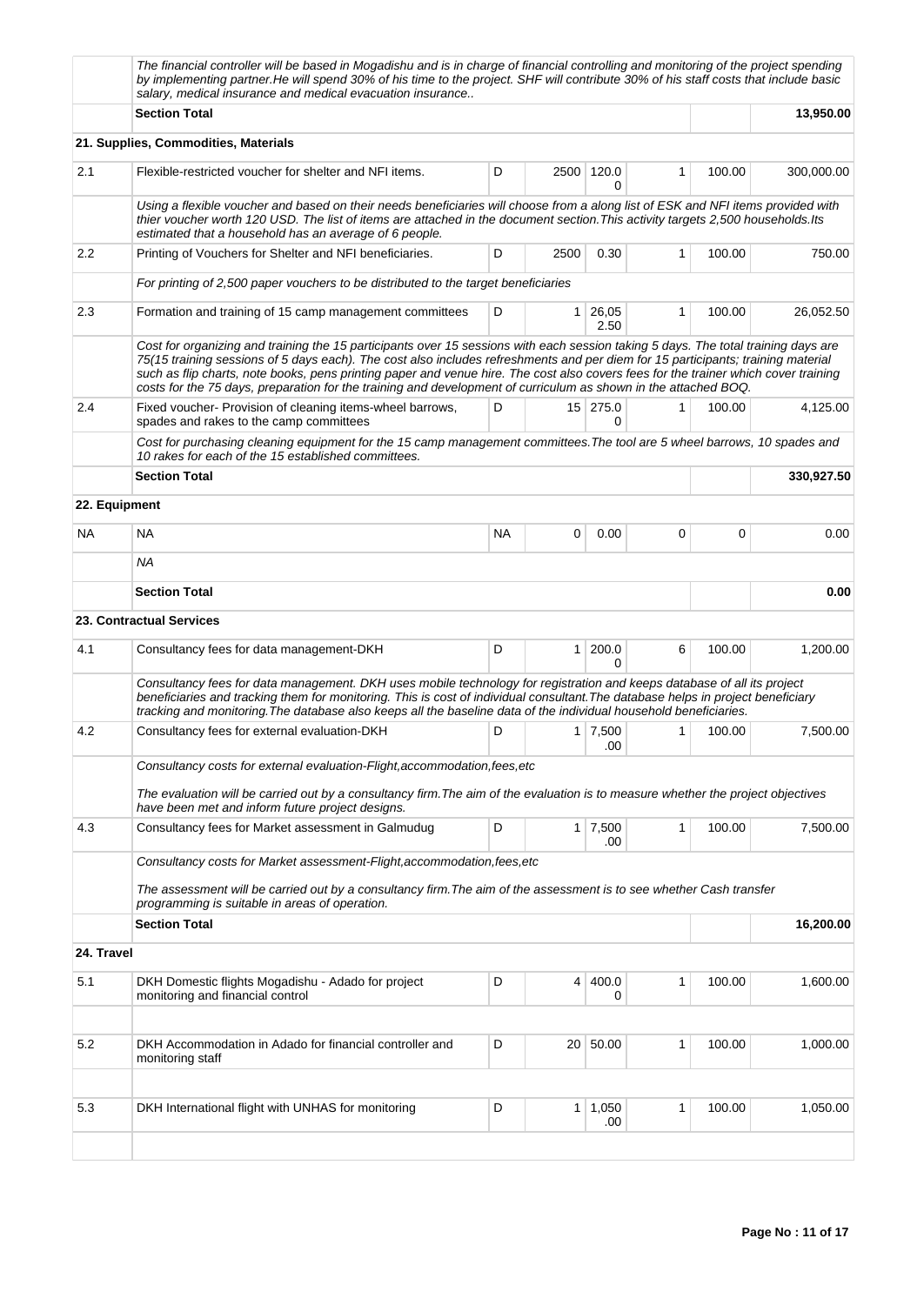| | | | | | | | |
|---|---|---|---|---|---|---|---|
| | *The financial controller will be based in Mogadishu and is in charge of financial controlling and monitoring of the project spending by implementing partner.He will spend 30% of his time to the project. SHF will contribute 30% of his staff costs that include basic salary, medical insurance and medical evacuation insurance..* | | | | | | |
| | **Section Total** | | | | | | **13,950.00** |
| **21. Supplies, Commodities, Materials** | | | | | | | |
| 2.1 | Flexible-restricted voucher for shelter and NFI items. | D | 2500 | 120.00 | 1 | 100.00 | 300,000.00 |
| | *Using a flexible voucher and based on their needs beneficiaries will choose from a along list of ESK and NFI items provided with thier voucher worth 120 USD. The list of items are attached in the document section.This activity targets 2,500 households.Its estimated that a household has an average of 6 people.* | | | | | | |
| 2.2 | Printing of Vouchers for Shelter and NFI beneficiaries. | D | 2500 | 0.30 | 1 | 100.00 | 750.00 |
| | *For printing of 2,500 paper vouchers to be distributed to the target beneficiaries* | | | | | | |
| 2.3 | Formation and training of 15 camp management committees | D | 1 | 26,052.50 | 1 | 100.00 | 26,052.50 |
| | *Cost for organizing and training the 15 participants over 15 sessions with each session taking 5 days. The total training days are 75(15 training sessions of 5 days each). The cost also includes refreshments and per diem for 15 participants; training material such as flip charts, note books, pens printing paper and venue hire. The cost also covers fees for the trainer which cover training costs for the 75 days, preparation for the training and development of curriculum as shown in the attached BOQ.* | | | | | | |
| 2.4 | Fixed voucher- Provision of cleaning items-wheel barrows, spades and rakes to the camp committees | D | 15 | 275.00 | 1 | 100.00 | 4,125.00 |
| | *Cost for purchasing cleaning equipment for the 15 camp management committees.The tool are 5 wheel barrows, 10 spades and 10 rakes for each of the 15 established committees.* | | | | | | |
| | **Section Total** | | | | | | **330,927.50** |
| **22. Equipment** | | | | | | | |
| NA | NA | NA | 0 | 0.00 | 0 | 0 | 0.00 |
| | *NA* | | | | | | |
| | **Section Total** | | | | | | **0.00** |
| **23. Contractual Services** | | | | | | | |
| 4.1 | Consultancy fees for data management-DKH | D | 1 | 200.00 | 6 | 100.00 | 1,200.00 |
| | *Consultancy fees for data management. DKH uses mobile technology for registration and keeps database of all its project beneficiaries and tracking them for monitoring. This is cost of individual consultant.The database helps in project beneficiary tracking and monitoring.The database also keeps all the baseline data of the individual household beneficiaries.* | | | | | | |
| 4.2 | Consultancy fees for external evaluation-DKH | D | 1 | 7,500.00 | 1 | 100.00 | 7,500.00 |
| | *Consultancy costs for external evaluation-Flight,accommodation,fees,etc*<br><br>*The evaluation will be carried out by a consultancy firm.The aim of the evaluation is to measure whether the project objectives have been met and inform future project designs.* | | | | | | |
| 4.3 | Consultancy fees for Market assessment in Galmudug | D | 1 | 7,500.00 | 1 | 100.00 | 7,500.00 |
| | *Consultancy costs for Market assessment-Flight,accommodation,fees,etc*<br><br>*The assessment will be carried out by a consultancy firm.The aim of the assessment is to see whether Cash transfer programming is suitable in areas of operation.* | | | | | | |
| | **Section Total** | | | | | | **16,200.00** |
| **24. Travel** | | | | | | | |
| 5.1 | DKH Domestic flights Mogadishu - Adado for project monitoring and financial control | D | 4 | 400.00 | 1 | 100.00 | 1,600.00 |
| | | | | | | | |
| 5.2 | DKH Accommodation in Adado for financial controller and monitoring staff | D | 20 | 50.00 | 1 | 100.00 | 1,000.00 |
| | | | | | | | |
| 5.3 | DKH International flight with UNHAS for monitoring | D | 1 | 1,050.00 | 1 | 100.00 | 1,050.00 |
| | | | | | | | |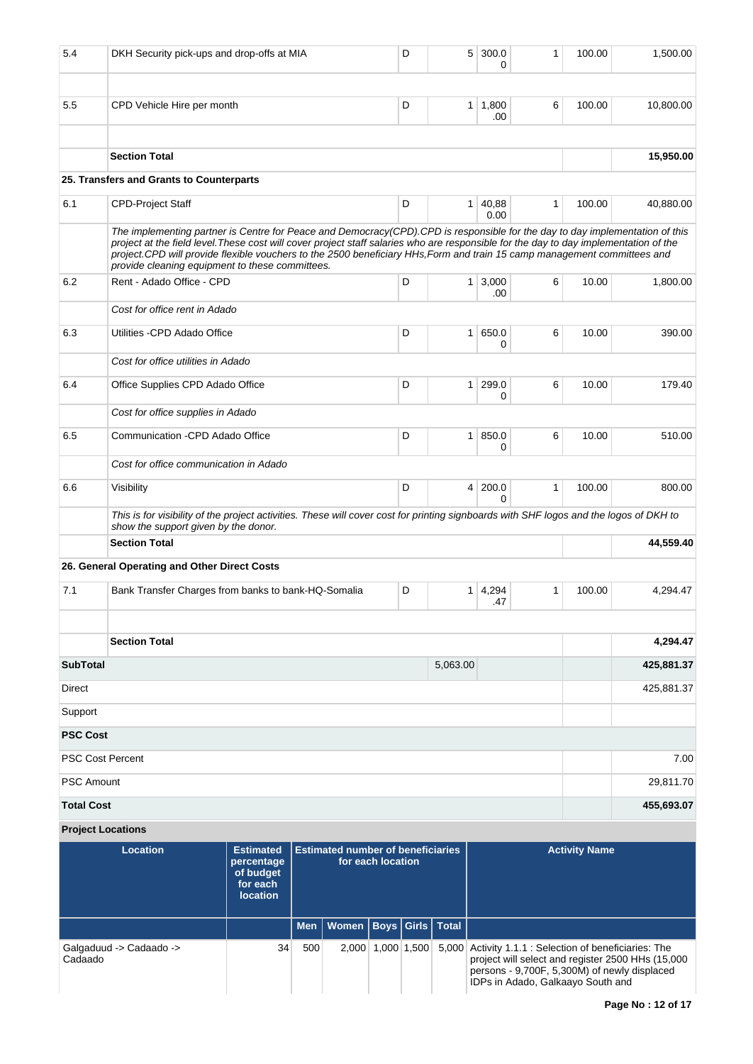| | | | | | | | |
|---|---|---|---|---|---|---|---|
| 5.4 | DKH Security pick-ups and drop-offs at MIA | D | 5 | 300.00 | 1 | 100.00 | 1,500.00 |
| | | | | | | | |
| 5.5 | CPD Vehicle Hire per month | D | 1 | 1,800.00 | 6 | 100.00 | 10,800.00 |
| | | | | | | | |
| | **Section Total** | | | | | | **15,950.00** |
| **25. Transfers and Grants to Counterparts** | | | | | | | |
| 6.1 | CPD-Project Staff | D | 1 | 40,880.00 | 1 | 100.00 | 40,880.00 |
| | *The implementing partner is Centre for Peace and Democracy(CPD).CPD is responsible for the day to day implementation of this project at the field level.These cost will cover project staff salaries who are responsible for the day to day implementation of the project.CPD will provide flexible vouchers to the 2500 beneficiary HHs,Form and train 15 camp management committees and provide cleaning equipment to these committees.* | | | | | | |
| 6.2 | Rent - Adado Office - CPD | D | 1 | 3,000.00 | 6 | 10.00 | 1,800.00 |
| | *Cost for office rent in Adado* | | | | | | |
| 6.3 | Utilities -CPD Adado Office | D | 1 | 650.00 | 6 | 10.00 | 390.00 |
| | *Cost for office utilities in Adado* | | | | | | |
| 6.4 | Office Supplies CPD Adado Office | D | 1 | 299.00 | 6 | 10.00 | 179.40 |
| | *Cost for office supplies in Adado* | | | | | | |
| 6.5 | Communication -CPD Adado Office | D | 1 | 850.00 | 6 | 10.00 | 510.00 |
| | *Cost for office communication in Adado* | | | | | | |
| 6.6 | Visibility | D | 4 | 200.00 | 1 | 100.00 | 800.00 |
| | *This is for visibility of the project activities. These will cover cost for printing signboards with SHF logos and the logos of DKH to show the support given by the donor.* | | | | | | |
| | **Section Total** | | | | | | **44,559.40** |
| **26. General Operating and Other Direct Costs** | | | | | | | |
| 7.1 | Bank Transfer Charges from banks to bank-HQ-Somalia | D | 1 | 4,294.47 | 1 | 100.00 | 4,294.47 |
| | | | | | | | |
| | **Section Total** | | | | | | **4,294.47** |
| **SubTotal** | | | 5,063.00 | | | | **425,881.37** |
| Direct | | | | | | | 425,881.37 |
| Support | | | | | | | |
| **PSC Cost** | | | | | | | |
| PSC Cost Percent | | | | | | | 7.00 |
| PSC Amount | | | | | | | 29,811.70 |
| **Total Cost** | | | | | | | **455,693.07** |

**Project Locations**

| Location | Estimated percentage of budget for each location | Estimated number of beneficiaries for each location | | | | | Activity Name |
|---|---|---|---|---|---|---|---|
| | | Men | Women | Boys | Girls | Total | |
| Galgaduud -> Cadaado -> Cadaado | 34 | 500 | 2,000 | 1,000 | 1,500 | 5,000 | Activity 1.1.1 : Selection of beneficiaries: The project will select and register 2500 HHs (15,000 persons - 9,700F, 5,300M) of newly displaced IDPs in Adado, Galkaayo South and |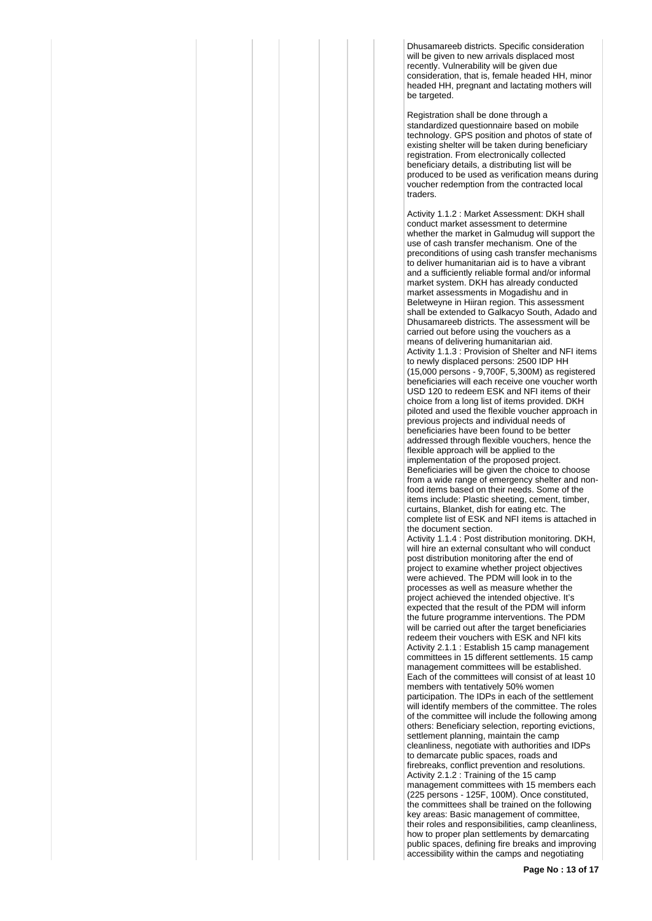Dhusamareeb districts. Specific consideration will be given to new arrivals displaced most recently. Vulnerability will be given due consideration, that is, female headed HH, minor headed HH, pregnant and lactating mothers will be targeted.

Registration shall be done through a standardized questionnaire based on mobile technology. GPS position and photos of state of existing shelter will be taken during beneficiary registration. From electronically collected beneficiary details, a distributing list will be produced to be used as verification means during voucher redemption from the contracted local traders.

Activity 1.1.2 : Market Assessment: DKH shall conduct market assessment to determine whether the market in Galmudug will support the use of cash transfer mechanism. One of the preconditions of using cash transfer mechanisms to deliver humanitarian aid is to have a vibrant and a sufficiently reliable formal and/or informal market system. DKH has already conducted market assessments in Mogadishu and in Beletweyne in Hiiran region. This assessment shall be extended to Galkacyo South, Adado and Dhusamareeb districts. The assessment will be carried out before using the vouchers as a means of delivering humanitarian aid.
Activity 1.1.3 : Provision of Shelter and NFI items to newly displaced persons: 2500 IDP HH (15,000 persons - 9,700F, 5,300M) as registered beneficiaries will each receive one voucher worth USD 120 to redeem ESK and NFI items of their choice from a long list of items provided. DKH piloted and used the flexible voucher approach in previous projects and individual needs of beneficiaries have been found to be better addressed through flexible vouchers, hence the flexible approach will be applied to the implementation of the proposed project. Beneficiaries will be given the choice to choose from a wide range of emergency shelter and non-food items based on their needs. Some of the items include: Plastic sheeting, cement, timber, curtains, Blanket, dish for eating etc. The complete list of ESK and NFI items is attached in the document section.
Activity 1.1.4 : Post distribution monitoring. DKH, will hire an external consultant who will conduct post distribution monitoring after the end of project to examine whether project objectives were achieved. The PDM will look in to the processes as well as measure whether the project achieved the intended objective. It's expected that the result of the PDM will inform the future programme interventions. The PDM will be carried out after the target beneficiaries redeem their vouchers with ESK and NFI kits
Activity 2.1.1 : Establish 15 camp management committees in 15 different settlements. 15 camp management committees will be established. Each of the committees will consist of at least 10 members with tentatively 50% women participation. The IDPs in each of the settlement will identify members of the committee. The roles of the committee will include the following among others: Beneficiary selection, reporting evictions, settlement planning, maintain the camp cleanliness, negotiate with authorities and IDPs to demarcate public spaces, roads and firebreaks, conflict prevention and resolutions.
Activity 2.1.2 : Training of the 15 camp management committees with 15 members each (225 persons - 125F, 100M). Once constituted, the committees shall be trained on the following key areas: Basic management of committee, their roles and responsibilities, camp cleanliness, how to proper plan settlements by demarcating public spaces, defining fire breaks and improving accessibility within the camps and negotiating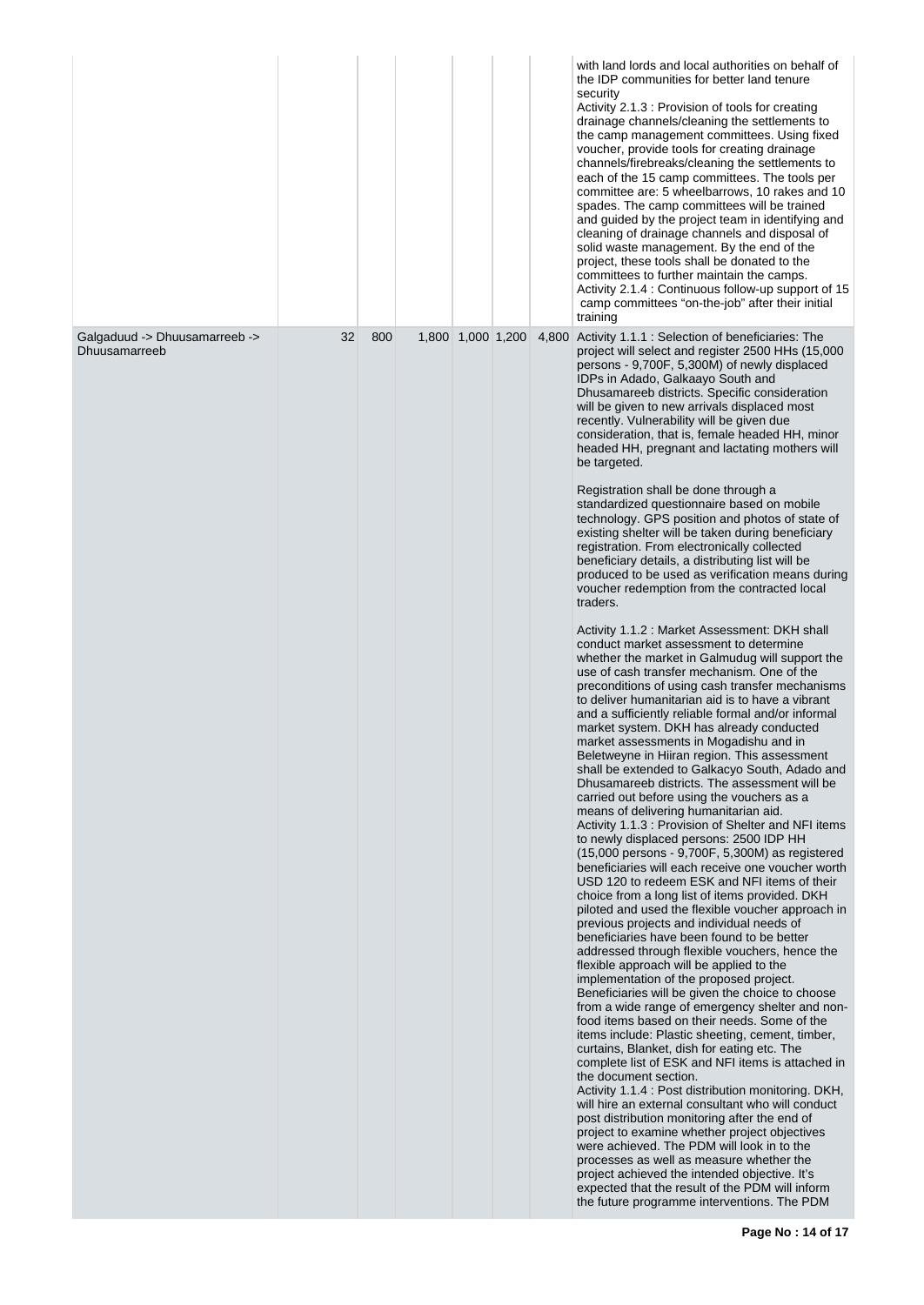| | | | | | | | |
|---|---|---|---|---|---|---|---|
| | | | | | | | with land lords and local authorities on behalf of the IDP communities for better land tenure security<br>Activity 2.1.3 : Provision of tools for creating drainage channels/cleaning the settlements to the camp management committees. Using fixed voucher, provide tools for creating drainage channels/firebreaks/cleaning the settlements to each of the 15 camp committees. The tools per committee are: 5 wheelbarrows, 10 rakes and 10 spades. The camp committees will be trained and guided by the project team in identifying and cleaning of drainage channels and disposal of solid waste management. By the end of the project, these tools shall be donated to the committees to further maintain the camps.<br>Activity 2.1.4 : Continuous follow-up support of 15 camp committees "on-the-job" after their initial training |
| Galgaduud -> Dhuusamarreeb -> Dhuusamarreeb | 32 | 800 | 1,800 | 1,000 | 1,200 | 4,800 | Activity 1.1.1 : Selection of beneficiaries: The project will select and register 2500 HHs (15,000 persons - 9,700F, 5,300M) of newly displaced IDPs in Adado, Galkaayo South and Dhusamareeb districts. Specific consideration will be given to new arrivals displaced most recently. Vulnerability will be given due consideration, that is, female headed HH, minor headed HH, pregnant and lactating mothers will be targeted.<br><br>Registration shall be done through a standardized questionnaire based on mobile technology. GPS position and photos of state of existing shelter will be taken during beneficiary registration. From electronically collected beneficiary details, a distributing list will be produced to be used as verification means during voucher redemption from the contracted local traders.<br><br>Activity 1.1.2 : Market Assessment: DKH shall conduct market assessment to determine whether the market in Galmudug will support the use of cash transfer mechanism. One of the preconditions of using cash transfer mechanisms to deliver humanitarian aid is to have a vibrant and a sufficiently reliable formal and/or informal market system. DKH has already conducted market assessments in Mogadishu and in Beletweyne in Hiiran region. This assessment shall be extended to Galkacyo South, Adado and Dhusamareeb districts. The assessment will be carried out before using the vouchers as a means of delivering humanitarian aid.<br>Activity 1.1.3 : Provision of Shelter and NFI items to newly displaced persons: 2500 IDP HH (15,000 persons - 9,700F, 5,300M) as registered beneficiaries will each receive one voucher worth USD 120 to redeem ESK and NFI items of their choice from a long list of items provided. DKH piloted and used the flexible voucher approach in previous projects and individual needs of beneficiaries have been found to be better addressed through flexible vouchers, hence the flexible approach will be applied to the implementation of the proposed project. Beneficiaries will be given the choice to choose from a wide range of emergency shelter and non-food items based on their needs. Some of the items include: Plastic sheeting, cement, timber, curtains, Blanket, dish for eating etc. The complete list of ESK and NFI items is attached in the document section.<br>Activity 1.1.4 : Post distribution monitoring. DKH, will hire an external consultant who will conduct post distribution monitoring after the end of project to examine whether project objectives were achieved. The PDM will look in to the processes as well as measure whether the project achieved the intended objective. It's expected that the result of the PDM will inform the future programme interventions. The PDM |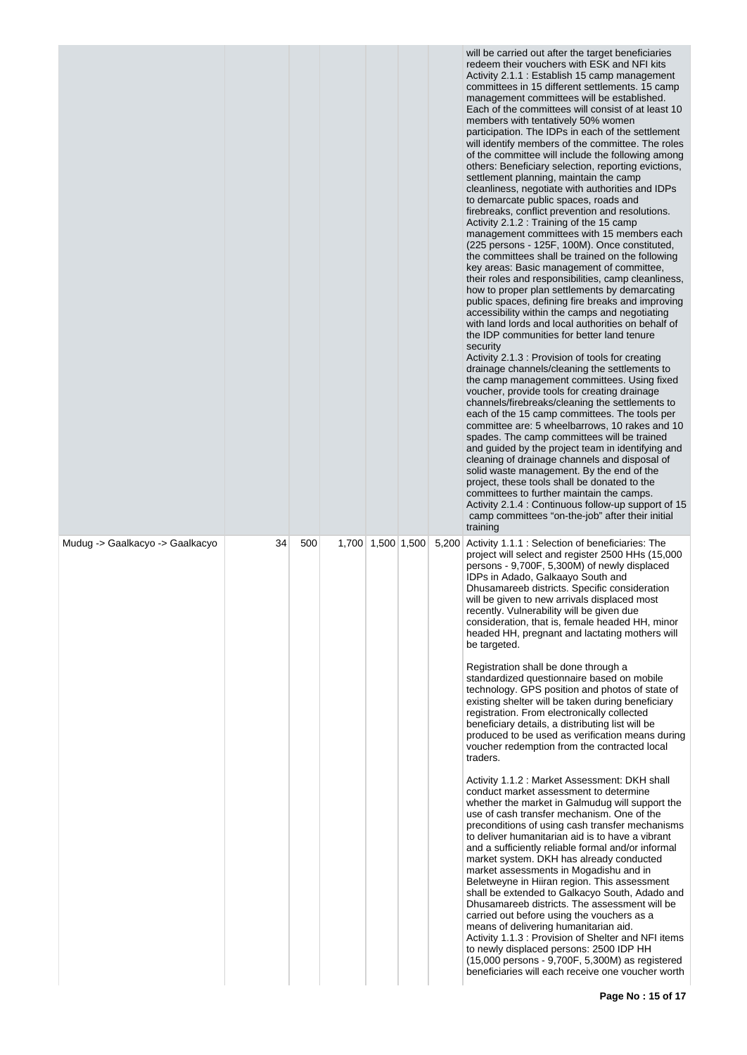| | | | | | | | |
|---|---|---|---|---|---|---|---|
| | | | | | | | will be carried out after the target beneficiaries redeem their vouchers with ESK and NFI kits<br>Activity 2.1.1 : Establish 15 camp management committees in 15 different settlements. 15 camp management committees will be established. Each of the committees will consist of at least 10 members with tentatively 50% women participation. The IDPs in each of the settlement will identify members of the committee. The roles of the committee will include the following among others: Beneficiary selection, reporting evictions, settlement planning, maintain the camp cleanliness, negotiate with authorities and IDPs to demarcate public spaces, roads and firebreaks, conflict prevention and resolutions.<br>Activity 2.1.2 : Training of the 15 camp management committees with 15 members each (225 persons - 125F, 100M). Once constituted, the committees shall be trained on the following key areas: Basic management of committee, their roles and responsibilities, camp cleanliness, how to proper plan settlements by demarcating public spaces, defining fire breaks and improving accessibility within the camps and negotiating with land lords and local authorities on behalf of the IDP communities for better land tenure security<br>Activity 2.1.3 : Provision of tools for creating drainage channels/cleaning the settlements to the camp management committees. Using fixed voucher, provide tools for creating drainage channels/firebreaks/cleaning the settlements to each of the 15 camp committees. The tools per committee are: 5 wheelbarrows, 10 rakes and 10 spades. The camp committees will be trained and guided by the project team in identifying and cleaning of drainage channels and disposal of solid waste management. By the end of the project, these tools shall be donated to the committees to further maintain the camps.<br>Activity 2.1.4 : Continuous follow-up support of 15 camp committees "on-the-job" after their initial training |
| Mudug -> Gaalkacyo -> Gaalkacyo | 34 | 500 | 1,700 | 1,500 | 1,500 | 5,200 | Activity 1.1.1 : Selection of beneficiaries: The project will select and register 2500 HHs (15,000 persons - 9,700F, 5,300M) of newly displaced IDPs in Adado, Galkaayo South and Dhusamareeb districts. Specific consideration will be given to new arrivals displaced most recently. Vulnerability will be given due consideration, that is, female headed HH, minor headed HH, pregnant and lactating mothers will be targeted.<br><br>Registration shall be done through a standardized questionnaire based on mobile technology. GPS position and photos of state of existing shelter will be taken during beneficiary registration. From electronically collected beneficiary details, a distributing list will be produced to be used as verification means during voucher redemption from the contracted local traders.<br><br>Activity 1.1.2 : Market Assessment: DKH shall conduct market assessment to determine whether the market in Galmudug will support the use of cash transfer mechanism. One of the preconditions of using cash transfer mechanisms to deliver humanitarian aid is to have a vibrant and a sufficiently reliable formal and/or informal market system. DKH has already conducted market assessments in Mogadishu and in Beletweyne in Hiiran region. This assessment shall be extended to Galkacyo South, Adado and Dhusamareeb districts. The assessment will be carried out before using the vouchers as a means of delivering humanitarian aid.<br>Activity 1.1.3 : Provision of Shelter and NFI items to newly displaced persons: 2500 IDP HH (15,000 persons - 9,700F, 5,300M) as registered beneficiaries will each receive one voucher worth |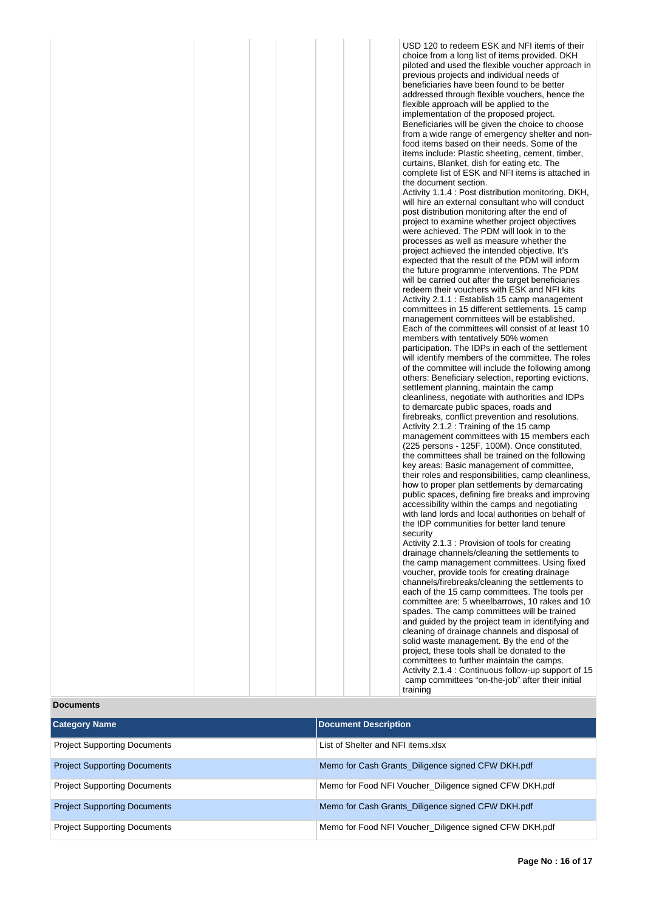| | | | | | | |
|---|---|---|---|---|---|---|
| | | | | | | USD 120 to redeem ESK and NFI items of their choice from a long list of items provided. DKH piloted and used the flexible voucher approach in previous projects and individual needs of beneficiaries have been found to be better addressed through flexible vouchers, hence the flexible approach will be applied to the implementation of the proposed project. Beneficiaries will be given the choice to choose from a wide range of emergency shelter and non-food items based on their needs. Some of the items include: Plastic sheeting, cement, timber, curtains, Blanket, dish for eating etc. The complete list of ESK and NFI items is attached in the document section.<br>Activity 1.1.4 : Post distribution monitoring. DKH, will hire an external consultant who will conduct post distribution monitoring after the end of project to examine whether project objectives were achieved. The PDM will look in to the processes as well as measure whether the project achieved the intended objective. It's expected that the result of the PDM will inform the future programme interventions. The PDM will be carried out after the target beneficiaries redeem their vouchers with ESK and NFI kits<br>Activity 2.1.1 : Establish 15 camp management committees in 15 different settlements. 15 camp management committees will be established. Each of the committees will consist of at least 10 members with tentatively 50% women participation. The IDPs in each of the settlement will identify members of the committee. The roles of the committee will include the following among others: Beneficiary selection, reporting evictions, settlement planning, maintain the camp cleanliness, negotiate with authorities and IDPs to demarcate public spaces, roads and firebreaks, conflict prevention and resolutions.<br>Activity 2.1.2 : Training of the 15 camp management committees with 15 members each (225 persons - 125F, 100M). Once constituted, the committees shall be trained on the following key areas: Basic management of committee, their roles and responsibilities, camp cleanliness, how to proper plan settlements by demarcating public spaces, defining fire breaks and improving accessibility within the camps and negotiating with land lords and local authorities on behalf of the IDP communities for better land tenure security<br>Activity 2.1.3 : Provision of tools for creating drainage channels/cleaning the settlements to the camp management committees. Using fixed voucher, provide tools for creating drainage channels/firebreaks/cleaning the settlements to each of the 15 camp committees. The tools per committee are: 5 wheelbarrows, 10 rakes and 10 spades. The camp committees will be trained and guided by the project team in identifying and cleaning of drainage channels and disposal of solid waste management. By the end of the project, these tools shall be donated to the committees to further maintain the camps.<br>Activity 2.1.4 : Continuous follow-up support of 15 camp committees "on-the-job" after their initial training |

**Documents**

| Category Name | Document Description |
|---|---|
| Project Supporting Documents | List of Shelter and NFI items.xlsx |
| Project Supporting Documents | Memo for Cash Grants_Diligence signed CFW DKH.pdf |
| Project Supporting Documents | Memo for Food NFI Voucher_Diligence signed CFW DKH.pdf |
| Project Supporting Documents | Memo for Cash Grants_Diligence signed CFW DKH.pdf |
| Project Supporting Documents | Memo for Food NFI Voucher_Diligence signed CFW DKH.pdf |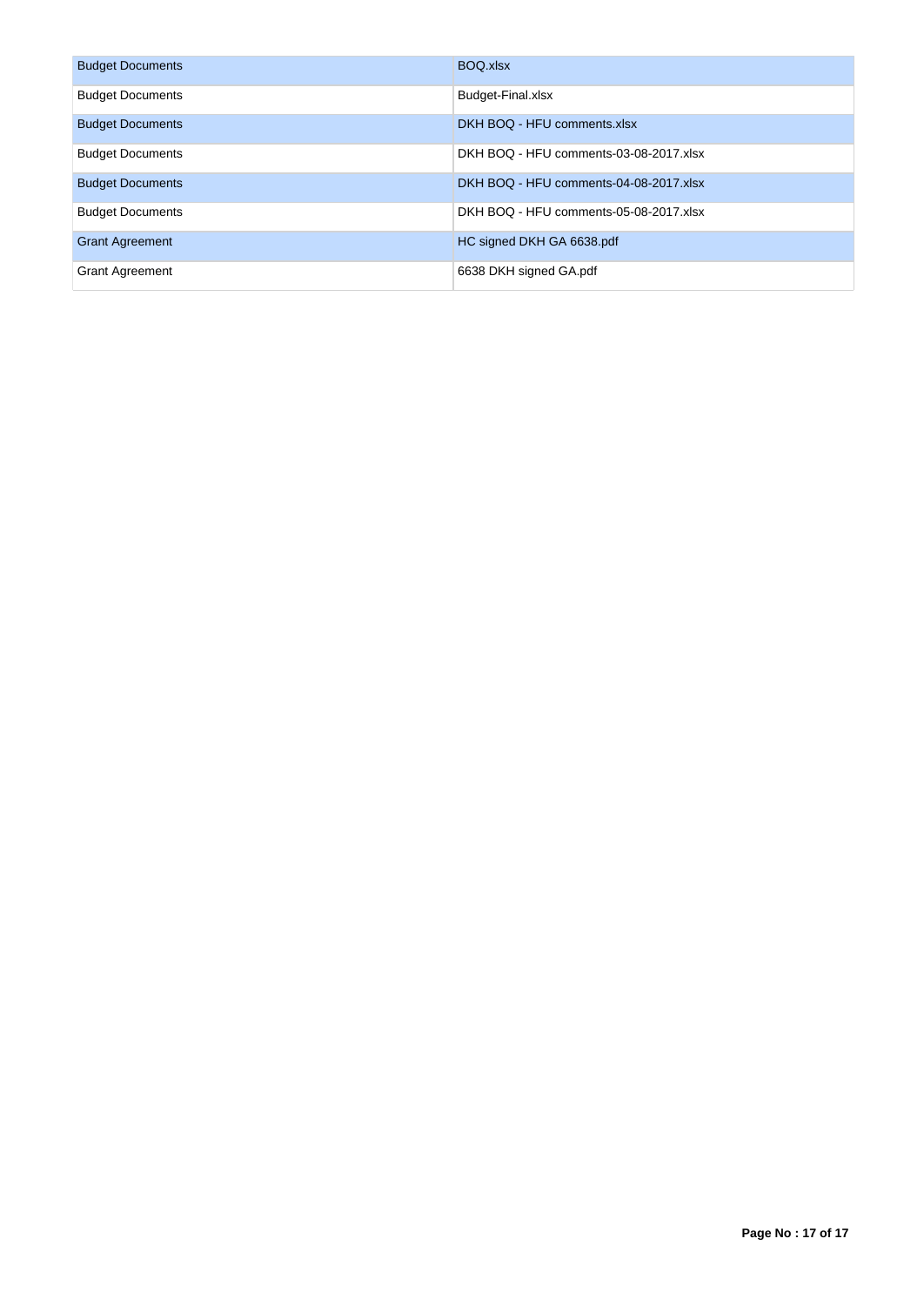| | |
|---|---|
| Budget Documents | BOQ.xlsx |
| Budget Documents | Budget-Final.xlsx |
| Budget Documents | DKH BOQ - HFU comments.xlsx |
| Budget Documents | DKH BOQ - HFU comments-03-08-2017.xlsx |
| Budget Documents | DKH BOQ - HFU comments-04-08-2017.xlsx |
| Budget Documents | DKH BOQ - HFU comments-05-08-2017.xlsx |
| Grant Agreement | HC signed DKH GA 6638.pdf |
| Grant Agreement | 6638 DKH signed GA.pdf |